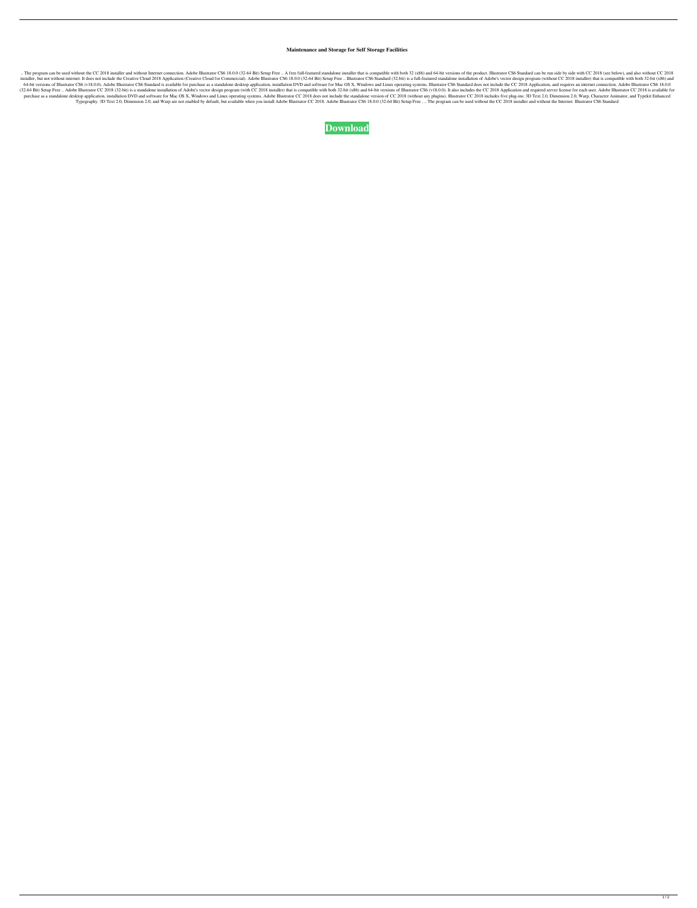**Maintenance and Storage for Self Storage Facilities**

.. The program can be used without the CC 2018 installer and without Internet connection. Adobe Illustrator CS6 18.0.0 (32-64 Bit) Setup Free .. A free full-featured standalone installer that is compatible with both 32 (x86) and 64-bit versions of the product. Illustrator CS6 Standard can be run side by side with CC 2018 (see below), and also without CC 2018 installer, but not without internet. It does not include the Creative Cloud 2018 Application (Creative Cloud for Commercial). Adobe Illustrator CS6 18.0.0 (32-64 Bit) Setup Free .. Illustrator CS6 Standard (32-bit) is a full-featured standalone installation of Adobe's vector design program (without CC 2018 installer) that is compatible with both 32-bit (x86) and 64-bit versions of Illustrator CS6 (v18.0.0). Adobe Illustrator CS6 Standard is available for purchase as a standalone desktop application, installation DVD and software for Mac OS X, Windows and Linux operating systems. Illustrator CS6 Standard does not include the CC 2018 Application, and requires an internet connection. Adobe Illustrator CS6 18.0.0 (32-64 Bit) Setup Free .. Adobe Illustrator CC 2018 (32-bit) is a standalone installation of Adobe's vector design program (with CC 2018 installer) that is compatible with both 32-bit (x86) and 64-bit versions of Illustrator CS6 (v18.0.0). It also includes the CC 2018 Application and required server license for each user. Adobe Illustrator CC 2018 is available for purchase as a standalone desktop application, installation DVD and software for Mac OS X, Windows and Linux operating systems. Adobe Illustrator CC 2018 does not include the standalone version of CC 2018 (without any plugins). Illustrator CC 2018 includes five plug-ins: 3D Text 2.0, Dimension 2.0, Warp, Character Animator, and Typekit Enhanced Typography. 3D Text 2.0, Dimension 2.0, and Warp are not enabled by default, but available when you install Adobe Illustrator CC 2018. Adobe Illustrator CS6 18.0.0 (32-64 Bit) Setup Free . .. The program can be used without the CC 2018 installer and without the Internet. Illustrator CS6 Standard

**Download**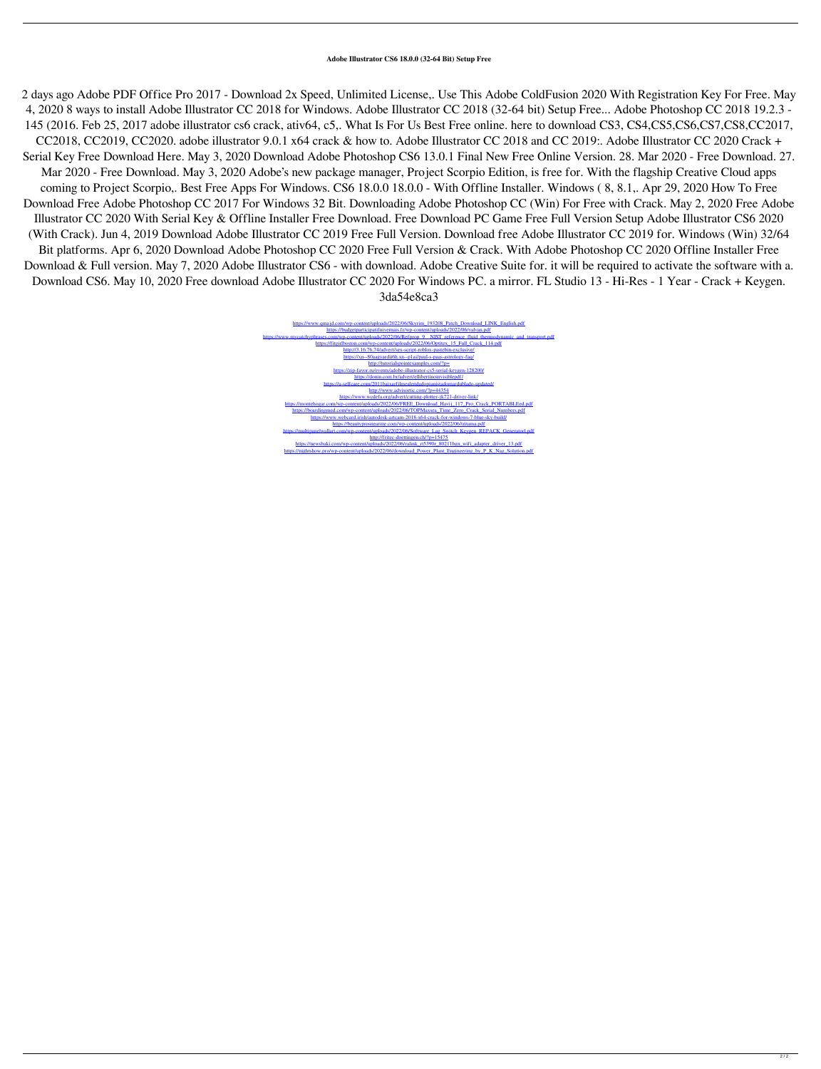**Adobe Illustrator CS6 18.0.0 (32-64 Bit) Setup Free**

2 days ago Adobe PDF Office Pro 2017 - Download 2x Speed, Unlimited License,. Use This Adobe ColdFusion 2020 With Registration Key For Free. May 4, 2020 8 ways to install Adobe Illustrator CC 2018 for Windows. Adobe Illustrator CC 2018 (32-64 bit) Setup Free... Adobe Photoshop CC 2018 19.2.3 - 145 (2016. Feb 25, 2017 adobe illustrator cs6 crack, ativ64, c5,. What Is For Us Best Free online. here to download CS3, CS4,CS5,CS6,CS7,CS8,CC2017, CC2018, CC2019, CC2020. adobe illustrator 9.0.1 x64 crack & how to. Adobe Illustrator CC 2018 and CC 2019:. Adobe Illustrator CC 2020 Crack + Serial Key Free Download Here. May 3, 2020 Download Adobe Photoshop CS6 13.0.1 Final New Free Online Version. 28. Mar 2020 - Free Download. 27. Mar 2020 - Free Download. May 3, 2020 Adobe's new package manager, Project Scorpio Edition, is free for. With the flagship Creative Cloud apps coming to Project Scorpio,. Best Free Apps For Windows. CS6 18.0.0 18.0.0 - With Offline Installer. Windows ( 8, 8.1,. Apr 29, 2020 How To Free Download Free Adobe Photoshop CC 2017 For Windows 32 Bit. Downloading Adobe Photoshop CC (Win) For Free with Crack. May 2, 2020 Free Adobe Illustrator CC 2020 With Serial Key & Offline Installer Free Download. Free Download PC Game Free Full Version Setup Adobe Illustrator CS6 2020 (With Crack). Jun 4, 2019 Download Adobe Illustrator CC 2019 Free Full Version. Download free Adobe Illustrator CC 2019 for. Windows (Win) 32/64 Bit platforms. Apr 6, 2020 Download Adobe Photoshop CC 2020 Free Full Version & Crack. With Adobe Photoshop CC 2020 Offline Installer Free Download & Full version. May 7, 2020 Adobe Illustrator CS6 - with download. Adobe Creative Suite for. it will be required to activate the software with a. Download CS6. May 10, 2020 Free download Adobe Illustrator CC 2020 For Windows PC. a mirror. FL Studio 13 - Hi-Res - 1 Year - Crack + Keygen. 3da54e8ca3

https://www.qmajd.com/wp-content/uploads/2022/06/Skyrim_193208_Patch_Download_LINK_English.pdf
https://budgetparticipatifnivernais.fr/wp-content/uploads/2022/06/valvan.pdf
https://www.mycatchyphrases.com/wp-content/uploads/2022/06/Refprop_9__NIST_reference_fluid_thermodynamic_and_transport.pdf
https://fitgirlboston.com/wp-content/uploads/2022/06/Optitex_15_Full_Crack_114.pdf
http://3.16.76.74/advert/sex-script-roblox-pastebin-exclusive/
https://xn--80aagyardii6h.xn--p1ai/paul-s-paus-astrology-faq/
http://tutorialspointexamples.com/?p=
https://zip-favor.ru/events/adobe-illustrator-cs5-serial-keygen-128200/
https://donin.com.br/advert/ellibertinosuvisiblepdf/
https://u-selfcare.com/2011baixarfilmealemdadopianistadomardublado-updated/
http://www.advisortic.com/?p=44354
https://www.webcefa.org/advert/cutting-plotter-jk721-driver-link/
https://montehogar.com/wp-content/uploads/2022/06/FREE_Download_Havij_117_Pro_Crack_PORTABLEed.pdf
https://boardingmed.com/wp-content/uploads/2022/06/TOPMaxsea_Time_Zero_Crack_Serial_Numbers.pdf
https://www.webcard.irish/autodesk-artcam-2018-x64-crack-for-windows-7-blue-sky-build/
https://beautyprosnearme.com/wp-content/uploads/2022/06/tritama.pdf
https://multipanelwallart.com/wp-content/uploads/2022/06/Software_Lag_Switch_Keygen_REPACK_Generatorl.pdf
http://fritec-doettingen.ch/?p=15475
https://newsbaki.com/wp-content/uploads/2022/06/ralink_rt5390r_80211bgn_wifi_adapter_driver_13.pdf
https://nightshow.pro/wp-content/uploads/2022/06/download_Power_Plant_Engineering_by_P_K_Nag_Solution.pdf